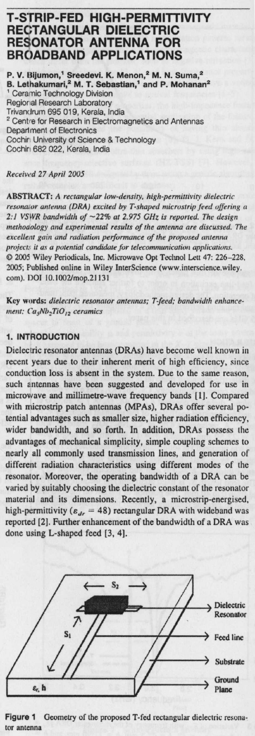# T-STRIP-FED HIGH-PERMITTIVITY RECTANGULAR DIELECTRIC RESONATOR ANTENNA FOR BROADBAND APPLICATIONS

P. V. Bijumon,[1] Sreedevi. K. Menon,[2] M. N. Suma,[2] B. Lethakumari,[2] M. T. Sebastian,[1] and P. Mohanan[2]

[1] Ceramic Technology Division
Regional Research Laboratory
Trivandrum 695 019, Kerala, India

[2] Centre for Research in Electromagnetics and Antennas
Department of Electronics
Cochin University of Science & Technology
Cochin 682 022, Kerala, India

*Received 27 April 2005*

**ABSTRACT:** *A rectangular low-density, high-permittivity dielectric resonator antenna (DRA) excited by T-shaped microstrip feed offering a 2:1 VSWR bandwidth of ~22% at 2.975 GHz is reported. The design methodology and experimental results of the antenna are discussed. The excellent gain and radiation performance of the proposed antenna projects it as a potential candidate for telecommunication applications.* © 2005 Wiley Periodicals, Inc. Microwave Opt Technol Lett 47: 226–228, 2005; Published online in Wiley InterScience (www.interscience.wiley.com). DOI 10.1002/mop.21131

**Key words:** *dielectric resonator antennas; T-feed; bandwidth enhancement; $Ca_5Nb_2TiO_{12}$ ceramics*

## 1. INTRODUCTION

Dielectric resonator antennas (DRAs) have become well known in recent years due to their inherent merit of high efficiency, since conduction loss is absent in the system. Due to the same reason, such antennas have been suggested and developed for use in microwave and millimetre-wave frequency bands [1]. Compared with microstrip patch antennas (MPAs), DRAs offer several potential advantages such as smaller size, higher radiation efficiency, wider bandwidth, and so forth. In addition, DRAs possess the advantages of mechanical simplicity, simple coupling schemes to nearly all commonly used transmission lines, and generation of different radiation characteristics using different modes of the resonator. Moreover, the operating bandwidth of a DRA can be varied by suitably choosing the dielectric constant of the resonator material and its dimensions. Recently, a microstrip-energised, high-permittivity ($\varepsilon_{dr}$ = 48) rectangular DRA with wideband was reported [2]. Further enhancement of the bandwidth of a DRA was done using L-shaped feed [3, 4].

**Figure 1** Geometry of the proposed T-fed rectangular dielectric resonator antenna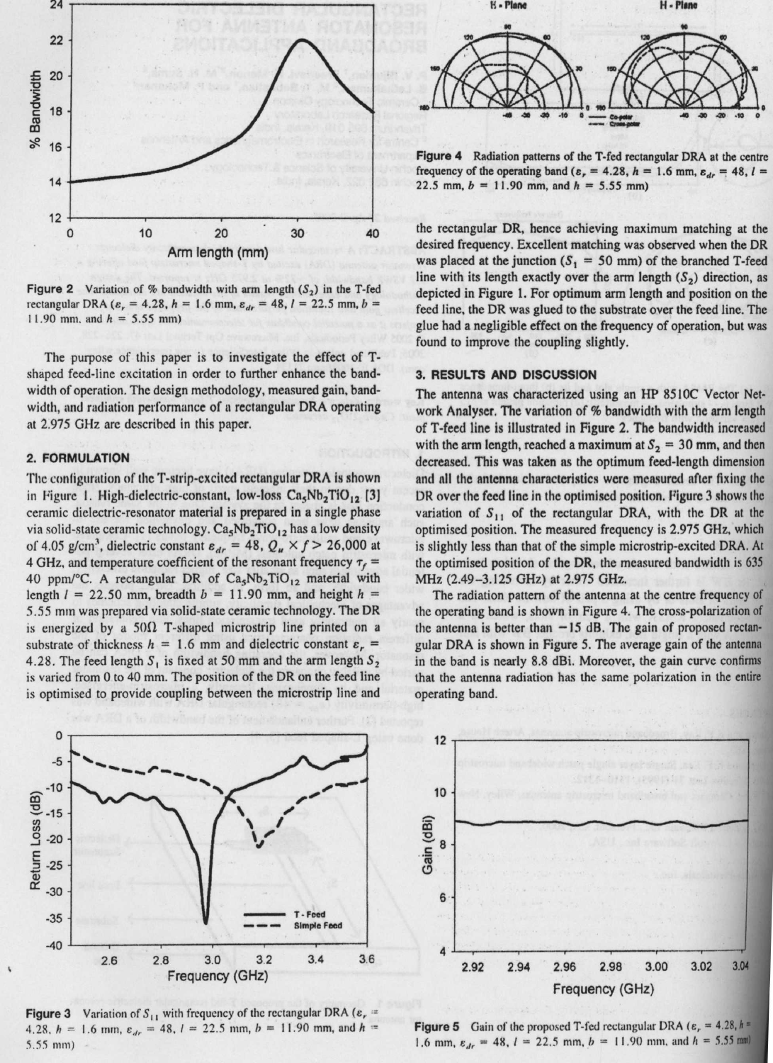Figure 2 Variation of % bandwidth with arm length ($S_2$) in the T-fed rectangular DRA ($\varepsilon_r$ = 4.28, $h$ = 1.6 mm, $\varepsilon_{dr}$ = 48, $l$ = 22.5 mm, $b$ = 11.90 mm, and $h$ = 5.55 mm)

The purpose of this paper is to investigate the effect of T-shaped feed-line excitation in order to further enhance the bandwidth of operation. The design methodology, measured gain, bandwidth, and radiation performance of a rectangular DRA operating at 2.975 GHz are described in this paper.

## 2. FORMULATION

The configuration of the T-strip-excited rectangular DRA is shown in Figure 1. High-dielectric-constant, low-loss $Ca_5Nb_2TiO_{12}$ [3] ceramic dielectric-resonator material is prepared in a single phase via solid-state ceramic technology. $Ca_5Nb_2TiO_{12}$ has a low density of 4.05 g/cm³, dielectric constant $\varepsilon_{dr}$ = 48, $Q_u \times f$ > 26,000 at 4 GHz, and temperature coefficient of the resonant frequency $\tau_f$ = 40 ppm/°C. A rectangular DR of $Ca_5Nb_2TiO_{12}$ material with length $l$ = 22.50 mm, breadth $b$ = 11.90 mm, and height $h$ = 5.55 mm was prepared via solid-state ceramic technology. The DR is energized by a 50Ω T-shaped microstrip line printed on a substrate of thickness $h$ = 1.6 mm and dielectric constant $\varepsilon_r$ = 4.28. The feed length $S_1$ is fixed at 50 mm and the arm length $S_2$ is varied from 0 to 40 mm. The position of the DR on the feed line is optimised to provide coupling between the microstrip line and the rectangular DR, hence achieving maximum matching at the desired frequency. Excellent matching was observed when the DR was placed at the junction ($S_1$ = 50 mm) of the branched T-feed line with its length exactly over the arm length ($S_2$) direction, as depicted in Figure 1. For optimum arm length and position on the feed line, the DR was glued to the substrate over the feed line. The glue had a negligible effect on the frequency of operation, but was found to improve the coupling slightly.

Figure 3 Variation of $S_{11}$ with frequency of the rectangular DRA ($\varepsilon_r$ = 4.28, $h$ = 1.6 mm, $\varepsilon_{dr}$ = 48, $l$ = 22.5 mm, $b$ = 11.90 mm, and $h$ = 5.55 mm)

Figure 4 Radiation patterns of the T-fed rectangular DRA at the centre frequency of the operating band ($\varepsilon_r$ = 4.28, $h$ = 1.6 mm, $\varepsilon_{dr}$ = 48, $l$ = 22.5 mm, $b$ = 11.90 mm, and $h$ = 5.55 mm)

## 3. RESULTS AND DISCUSSION

The antenna was characterized using an HP 8510C Vector Network Analyser. The variation of % bandwidth with the arm length of T-feed line is illustrated in Figure 2. The bandwidth increased with the arm length, reached a maximum at $S_2$ = 30 mm, and then decreased. This was taken as the optimum feed-length dimension and all the antenna characteristics were measured after fixing the DR over the feed line in the optimised position. Figure 3 shows the variation of $S_{11}$ of the rectangular DRA, with the DR at the optimised position. The measured frequency is 2.975 GHz, which is slightly less than that of the simple microstrip-excited DRA. At the optimised position of the DR, the measured bandwidth is 635 MHz (2.49–3.125 GHz) at 2.975 GHz.

The radiation pattern of the antenna at the centre frequency of the operating band is shown in Figure 4. The cross-polarization of the antenna is better than −15 dB. The gain of proposed rectangular DRA is shown in Figure 5. The average gain of the antenna in the band is nearly 8.8 dBi. Moreover, the gain curve confirms that the antenna radiation has the same polarization in the entire operating band.

Figure 5 Gain of the proposed T-fed rectangular DRA ($\varepsilon_r$ = 4.28, $h$ = 1.6 mm, $\varepsilon_{dr}$ = 48, $l$ = 22.5 mm, $b$ = 11.90 mm, and $h$ = 5.55 mm)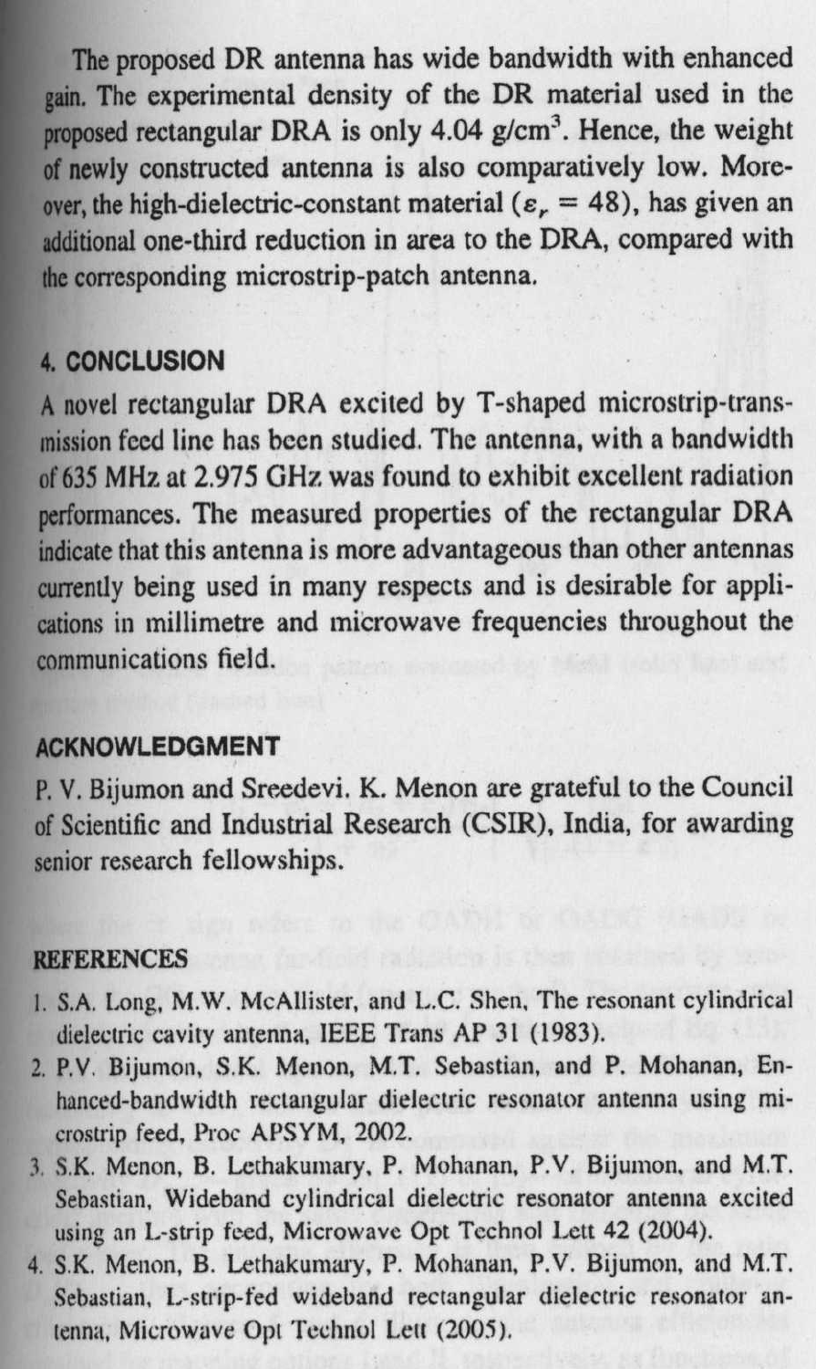The proposed DR antenna has wide bandwidth with enhanced gain. The experimental density of the DR material used in the proposed rectangular DRA is only 4.04 g/cm$^3$. Hence, the weight of newly constructed antenna is also comparatively low. Moreover, the high-dielectric-constant material ($\varepsilon_r = 48$), has given an additional one-third reduction in area to the DRA, compared with the corresponding microstrip-patch antenna.

## 4. CONCLUSION

A novel rectangular DRA excited by T-shaped microstrip-transmission feed line has been studied. The antenna, with a bandwidth of 635 MHz at 2.975 GHz was found to exhibit excellent radiation performances. The measured properties of the rectangular DRA indicate that this antenna is more advantageous than other antennas currently being used in many respects and is desirable for applications in millimetre and microwave frequencies throughout the communications field.

## ACKNOWLEDGMENT

P. V. Bijumon and Sreedevi. K. Menon are grateful to the Council of Scientific and Industrial Research (CSIR), India, for awarding senior research fellowships.

## REFERENCES

1. S.A. Long, M.W. McAllister, and L.C. Shen, The resonant cylindrical dielectric cavity antenna, IEEE Trans AP 31 (1983).
2. P.V. Bijumon, S.K. Menon, M.T. Sebastian, and P. Mohanan, Enhanced-bandwidth rectangular dielectric resonator antenna using microstrip feed, Proc APSYM, 2002.
3. S.K. Menon, B. Lethakumary, P. Mohanan, P.V. Bijumon, and M.T. Sebastian, Wideband cylindrical dielectric resonator antenna excited using an L-strip feed, Microwave Opt Technol Lett 42 (2004).
4. S.K. Menon, B. Lethakumary, P. Mohanan, P.V. Bijumon, and M.T. Sebastian, L-strip-fed wideband rectangular dielectric resonator antenna, Microwave Opt Technol Lett (2005).